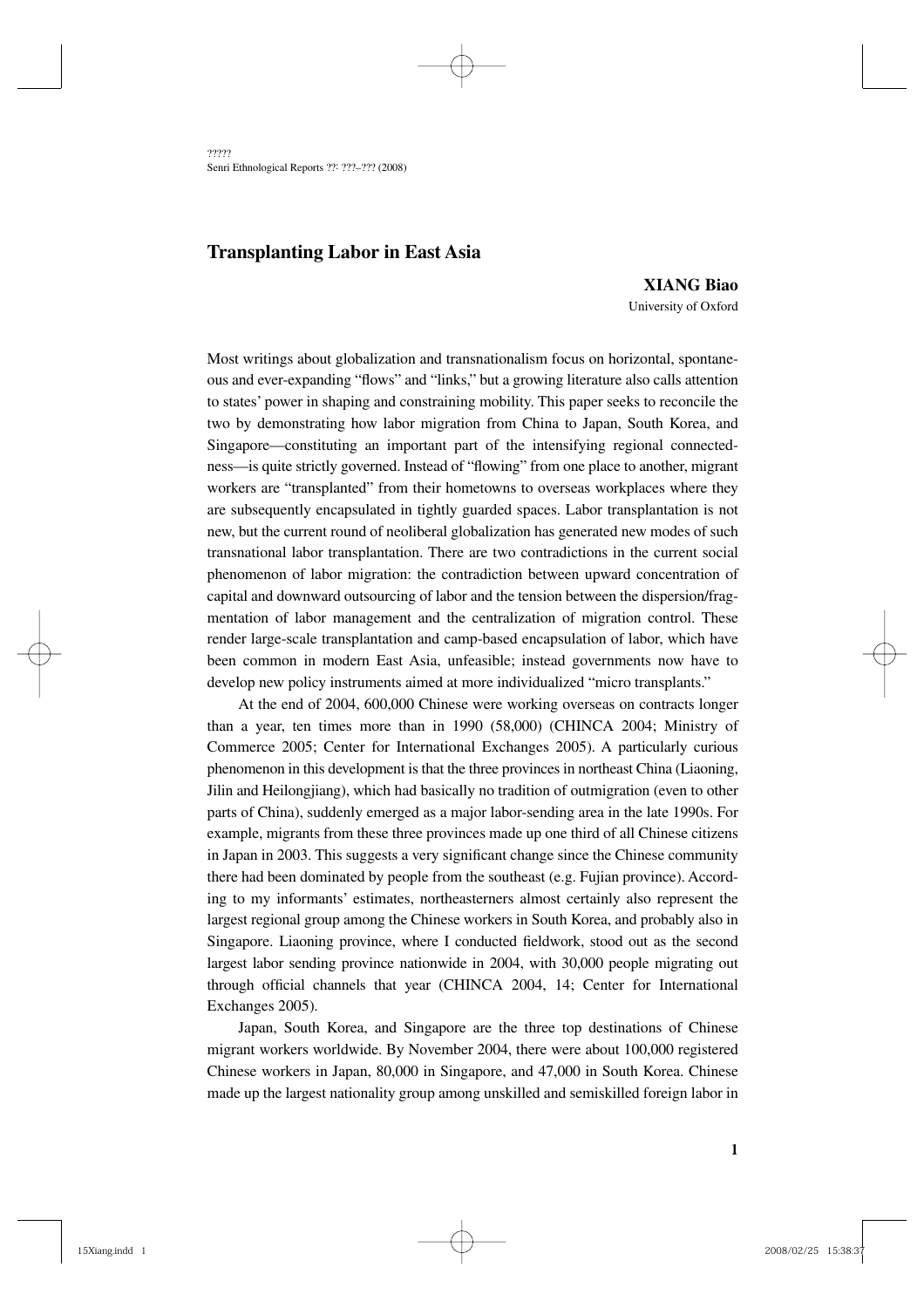# Transplanting Labor in East Asia

**XIANG Biao**
University of Oxford

Most writings about globalization and transnationalism focus on horizontal, spontaneous and ever-expanding "flows" and "links," but a growing literature also calls attention to states' power in shaping and constraining mobility. This paper seeks to reconcile the two by demonstrating how labor migration from China to Japan, South Korea, and Singapore—constituting an important part of the intensifying regional connectedness—is quite strictly governed. Instead of "flowing" from one place to another, migrant workers are "transplanted" from their hometowns to overseas workplaces where they are subsequently encapsulated in tightly guarded spaces. Labor transplantation is not new, but the current round of neoliberal globalization has generated new modes of such transnational labor transplantation. There are two contradictions in the current social phenomenon of labor migration: the contradiction between upward concentration of capital and downward outsourcing of labor and the tension between the dispersion/fragmentation of labor management and the centralization of migration control. These render large-scale transplantation and camp-based encapsulation of labor, which have been common in modern East Asia, unfeasible; instead governments now have to develop new policy instruments aimed at more individualized "micro transplants."

At the end of 2004, 600,000 Chinese were working overseas on contracts longer than a year, ten times more than in 1990 (58,000) (CHINCA 2004; Ministry of Commerce 2005; Center for International Exchanges 2005). A particularly curious phenomenon in this development is that the three provinces in northeast China (Liaoning, Jilin and Heilongjiang), which had basically no tradition of outmigration (even to other parts of China), suddenly emerged as a major labor-sending area in the late 1990s. For example, migrants from these three provinces made up one third of all Chinese citizens in Japan in 2003. This suggests a very significant change since the Chinese community there had been dominated by people from the southeast (e.g. Fujian province). According to my informants' estimates, northeasterners almost certainly also represent the largest regional group among the Chinese workers in South Korea, and probably also in Singapore. Liaoning province, where I conducted fieldwork, stood out as the second largest labor sending province nationwide in 2004, with 30,000 people migrating out through official channels that year (CHINCA 2004, 14; Center for International Exchanges 2005).

Japan, South Korea, and Singapore are the three top destinations of Chinese migrant workers worldwide. By November 2004, there were about 100,000 registered Chinese workers in Japan, 80,000 in Singapore, and 47,000 in South Korea. Chinese made up the largest nationality group among unskilled and semiskilled foreign labor in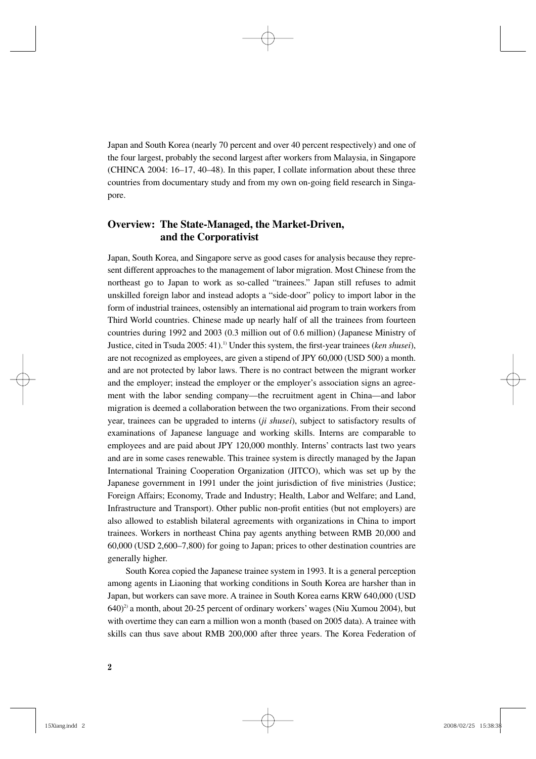Japan and South Korea (nearly 70 percent and over 40 percent respectively) and one of the four largest, probably the second largest after workers from Malaysia, in Singapore (CHINCA 2004: 16–17, 40–48). In this paper, I collate information about these three countries from documentary study and from my own on-going field research in Singapore.

## Overview: The State-Managed, the Market-Driven, and the Corporativist

Japan, South Korea, and Singapore serve as good cases for analysis because they represent different approaches to the management of labor migration. Most Chinese from the northeast go to Japan to work as so-called "trainees." Japan still refuses to admit unskilled foreign labor and instead adopts a "side-door" policy to import labor in the form of industrial trainees, ostensibly an international aid program to train workers from Third World countries. Chinese made up nearly half of all the trainees from fourteen countries during 1992 and 2003 (0.3 million out of 0.6 million) (Japanese Ministry of Justice, cited in Tsuda 2005: 41).[1] Under this system, the first-year trainees (*ken shusei*), are not recognized as employees, are given a stipend of JPY 60,000 (USD 500) a month. and are not protected by labor laws. There is no contract between the migrant worker and the employer; instead the employer or the employer's association signs an agreement with the labor sending company—the recruitment agent in China—and labor migration is deemed a collaboration between the two organizations. From their second year, trainees can be upgraded to interns (*ji shusei*), subject to satisfactory results of examinations of Japanese language and working skills. Interns are comparable to employees and are paid about JPY 120,000 monthly. Interns' contracts last two years and are in some cases renewable. This trainee system is directly managed by the Japan International Training Cooperation Organization (JITCO), which was set up by the Japanese government in 1991 under the joint jurisdiction of five ministries (Justice; Foreign Affairs; Economy, Trade and Industry; Health, Labor and Welfare; and Land, Infrastructure and Transport). Other public non-profit entities (but not employers) are also allowed to establish bilateral agreements with organizations in China to import trainees. Workers in northeast China pay agents anything between RMB 20,000 and 60,000 (USD 2,600–7,800) for going to Japan; prices to other destination countries are generally higher.

South Korea copied the Japanese trainee system in 1993. It is a general perception among agents in Liaoning that working conditions in South Korea are harsher than in Japan, but workers can save more. A trainee in South Korea earns KRW 640,000 (USD 640)[2] a month, about 20-25 percent of ordinary workers' wages (Niu Xumou 2004), but with overtime they can earn a million won a month (based on 2005 data). A trainee with skills can thus save about RMB 200,000 after three years. The Korea Federation of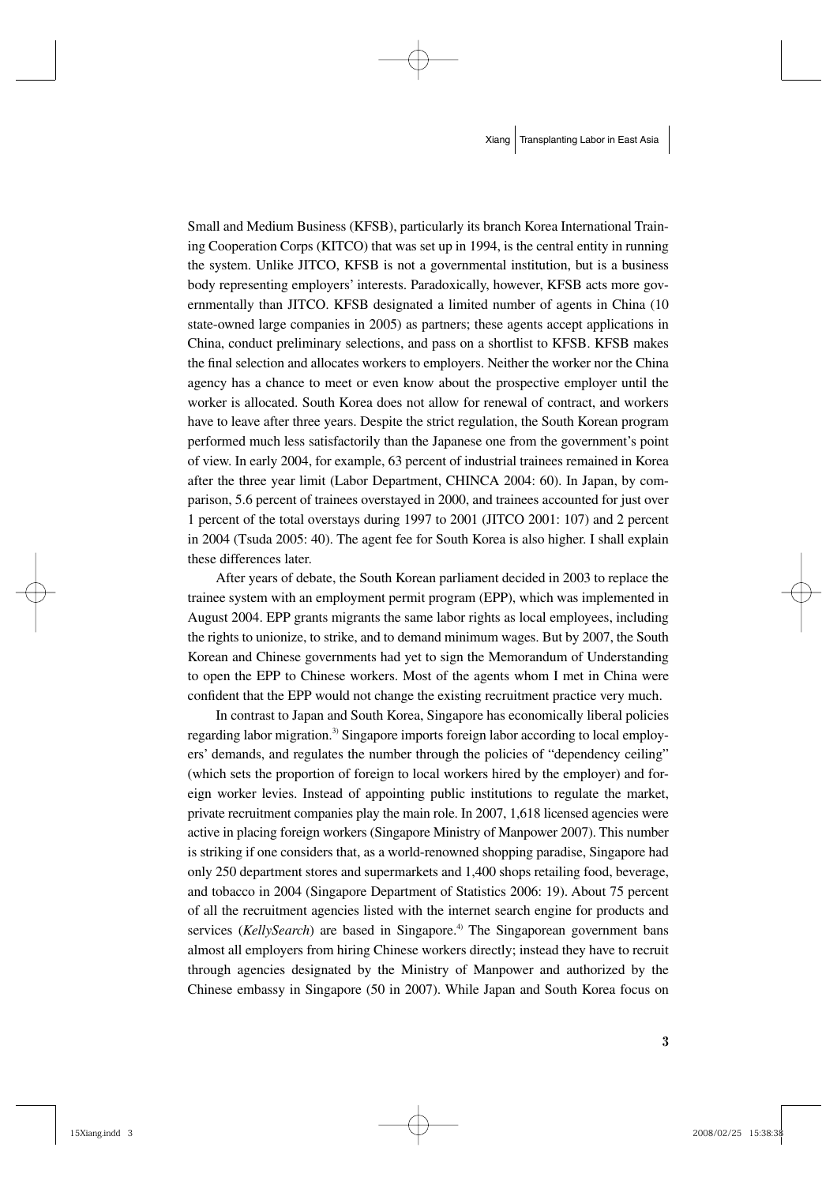Small and Medium Business (KFSB), particularly its branch Korea International Training Cooperation Corps (KITCO) that was set up in 1994, is the central entity in running the system. Unlike JITCO, KFSB is not a governmental institution, but is a business body representing employers' interests. Paradoxically, however, KFSB acts more governmentally than JITCO. KFSB designated a limited number of agents in China (10 state-owned large companies in 2005) as partners; these agents accept applications in China, conduct preliminary selections, and pass on a shortlist to KFSB. KFSB makes the final selection and allocates workers to employers. Neither the worker nor the China agency has a chance to meet or even know about the prospective employer until the worker is allocated. South Korea does not allow for renewal of contract, and workers have to leave after three years. Despite the strict regulation, the South Korean program performed much less satisfactorily than the Japanese one from the government's point of view. In early 2004, for example, 63 percent of industrial trainees remained in Korea after the three year limit (Labor Department, CHINCA 2004: 60). In Japan, by comparison, 5.6 percent of trainees overstayed in 2000, and trainees accounted for just over 1 percent of the total overstays during 1997 to 2001 (JITCO 2001: 107) and 2 percent in 2004 (Tsuda 2005: 40). The agent fee for South Korea is also higher. I shall explain these differences later.

After years of debate, the South Korean parliament decided in 2003 to replace the trainee system with an employment permit program (EPP), which was implemented in August 2004. EPP grants migrants the same labor rights as local employees, including the rights to unionize, to strike, and to demand minimum wages. But by 2007, the South Korean and Chinese governments had yet to sign the Memorandum of Understanding to open the EPP to Chinese workers. Most of the agents whom I met in China were confident that the EPP would not change the existing recruitment practice very much.

In contrast to Japan and South Korea, Singapore has economically liberal policies regarding labor migration.[3] Singapore imports foreign labor according to local employers' demands, and regulates the number through the policies of "dependency ceiling" (which sets the proportion of foreign to local workers hired by the employer) and foreign worker levies. Instead of appointing public institutions to regulate the market, private recruitment companies play the main role. In 2007, 1,618 licensed agencies were active in placing foreign workers (Singapore Ministry of Manpower 2007). This number is striking if one considers that, as a world-renowned shopping paradise, Singapore had only 250 department stores and supermarkets and 1,400 shops retailing food, beverage, and tobacco in 2004 (Singapore Department of Statistics 2006: 19). About 75 percent of all the recruitment agencies listed with the internet search engine for products and services (*KellySearch*) are based in Singapore.[4] The Singaporean government bans almost all employers from hiring Chinese workers directly; instead they have to recruit through agencies designated by the Ministry of Manpower and authorized by the Chinese embassy in Singapore (50 in 2007). While Japan and South Korea focus on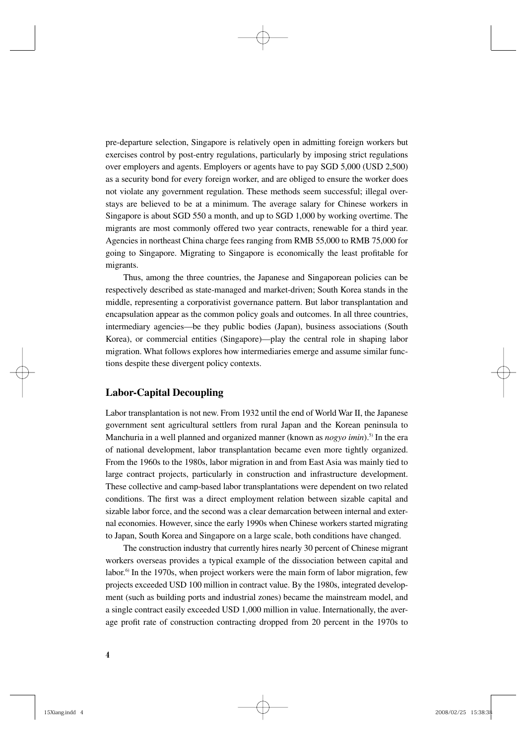pre-departure selection, Singapore is relatively open in admitting foreign workers but exercises control by post-entry regulations, particularly by imposing strict regulations over employers and agents. Employers or agents have to pay SGD 5,000 (USD 2,500) as a security bond for every foreign worker, and are obliged to ensure the worker does not violate any government regulation. These methods seem successful; illegal overstays are believed to be at a minimum. The average salary for Chinese workers in Singapore is about SGD 550 a month, and up to SGD 1,000 by working overtime. The migrants are most commonly offered two year contracts, renewable for a third year. Agencies in northeast China charge fees ranging from RMB 55,000 to RMB 75,000 for going to Singapore. Migrating to Singapore is economically the least profitable for migrants.

Thus, among the three countries, the Japanese and Singaporean policies can be respectively described as state-managed and market-driven; South Korea stands in the middle, representing a corporativist governance pattern. But labor transplantation and encapsulation appear as the common policy goals and outcomes. In all three countries, intermediary agencies—be they public bodies (Japan), business associations (South Korea), or commercial entities (Singapore)—play the central role in shaping labor migration. What follows explores how intermediaries emerge and assume similar functions despite these divergent policy contexts.

## Labor-Capital Decoupling

Labor transplantation is not new. From 1932 until the end of World War II, the Japanese government sent agricultural settlers from rural Japan and the Korean peninsula to Manchuria in a well planned and organized manner (known as *nogyo imin*).[5] In the era of national development, labor transplantation became even more tightly organized. From the 1960s to the 1980s, labor migration in and from East Asia was mainly tied to large contract projects, particularly in construction and infrastructure development. These collective and camp-based labor transplantations were dependent on two related conditions. The first was a direct employment relation between sizable capital and sizable labor force, and the second was a clear demarcation between internal and external economies. However, since the early 1990s when Chinese workers started migrating to Japan, South Korea and Singapore on a large scale, both conditions have changed.

The construction industry that currently hires nearly 30 percent of Chinese migrant workers overseas provides a typical example of the dissociation between capital and labor.[6] In the 1970s, when project workers were the main form of labor migration, few projects exceeded USD 100 million in contract value. By the 1980s, integrated development (such as building ports and industrial zones) became the mainstream model, and a single contract easily exceeded USD 1,000 million in value. Internationally, the average profit rate of construction contracting dropped from 20 percent in the 1970s to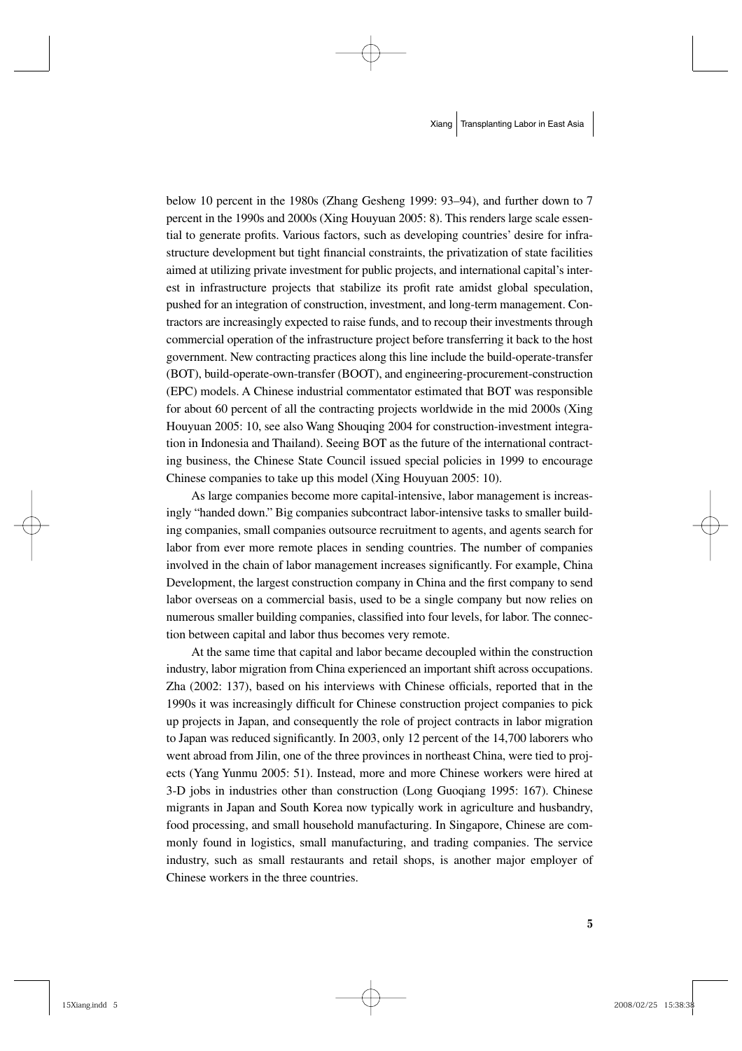below 10 percent in the 1980s (Zhang Gesheng 1999: 93–94), and further down to 7 percent in the 1990s and 2000s (Xing Houyuan 2005: 8). This renders large scale essential to generate profits. Various factors, such as developing countries' desire for infrastructure development but tight financial constraints, the privatization of state facilities aimed at utilizing private investment for public projects, and international capital's interest in infrastructure projects that stabilize its profit rate amidst global speculation, pushed for an integration of construction, investment, and long-term management. Contractors are increasingly expected to raise funds, and to recoup their investments through commercial operation of the infrastructure project before transferring it back to the host government. New contracting practices along this line include the build-operate-transfer (BOT), build-operate-own-transfer (BOOT), and engineering-procurement-construction (EPC) models. A Chinese industrial commentator estimated that BOT was responsible for about 60 percent of all the contracting projects worldwide in the mid 2000s (Xing Houyuan 2005: 10, see also Wang Shouqing 2004 for construction-investment integration in Indonesia and Thailand). Seeing BOT as the future of the international contracting business, the Chinese State Council issued special policies in 1999 to encourage Chinese companies to take up this model (Xing Houyuan 2005: 10).

As large companies become more capital-intensive, labor management is increasingly "handed down." Big companies subcontract labor-intensive tasks to smaller building companies, small companies outsource recruitment to agents, and agents search for labor from ever more remote places in sending countries. The number of companies involved in the chain of labor management increases significantly. For example, China Development, the largest construction company in China and the first company to send labor overseas on a commercial basis, used to be a single company but now relies on numerous smaller building companies, classified into four levels, for labor. The connection between capital and labor thus becomes very remote.

At the same time that capital and labor became decoupled within the construction industry, labor migration from China experienced an important shift across occupations. Zha (2002: 137), based on his interviews with Chinese officials, reported that in the 1990s it was increasingly difficult for Chinese construction project companies to pick up projects in Japan, and consequently the role of project contracts in labor migration to Japan was reduced significantly. In 2003, only 12 percent of the 14,700 laborers who went abroad from Jilin, one of the three provinces in northeast China, were tied to projects (Yang Yunmu 2005: 51). Instead, more and more Chinese workers were hired at 3-D jobs in industries other than construction (Long Guoqiang 1995: 167). Chinese migrants in Japan and South Korea now typically work in agriculture and husbandry, food processing, and small household manufacturing. In Singapore, Chinese are commonly found in logistics, small manufacturing, and trading companies. The service industry, such as small restaurants and retail shops, is another major employer of Chinese workers in the three countries.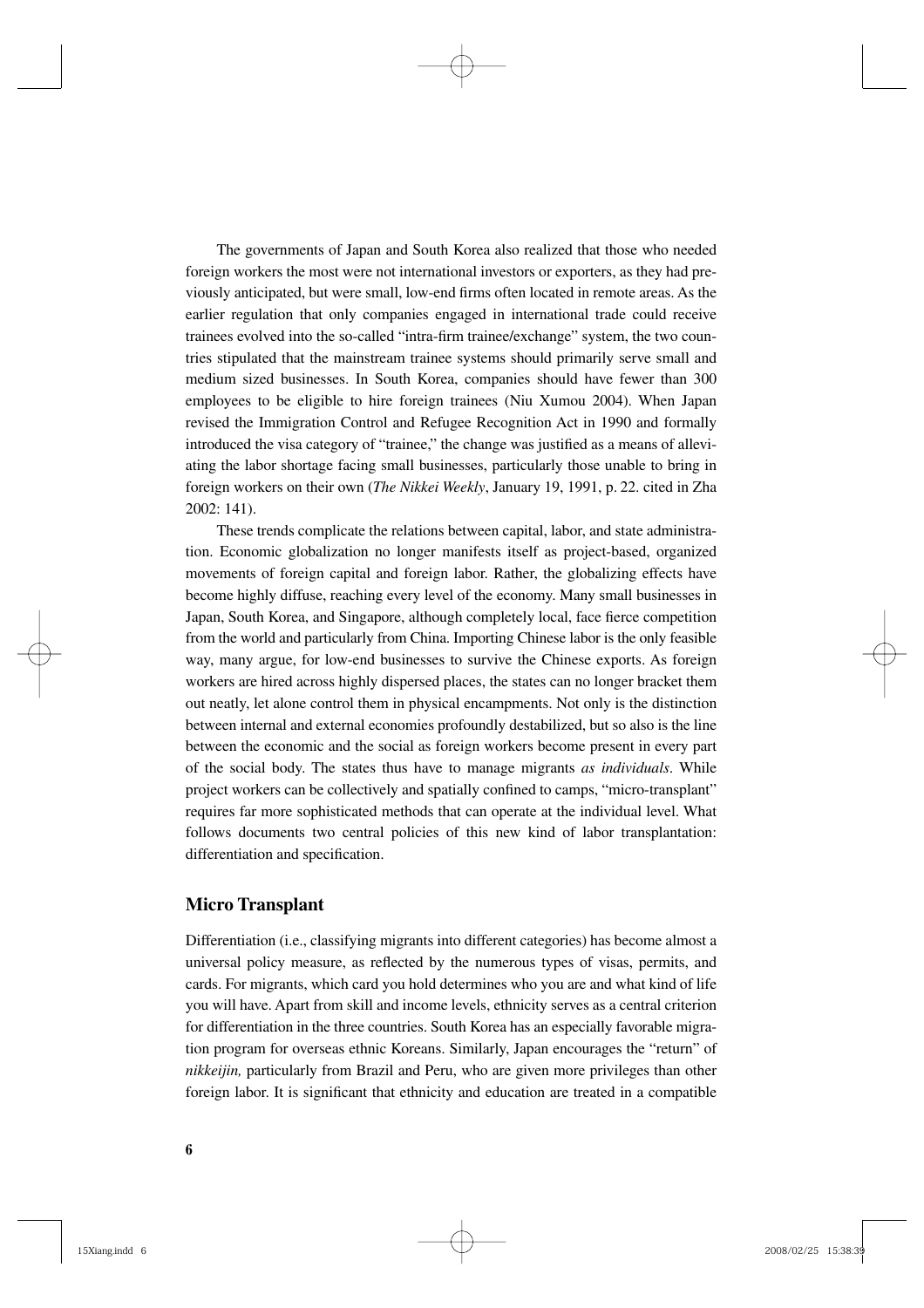The governments of Japan and South Korea also realized that those who needed foreign workers the most were not international investors or exporters, as they had previously anticipated, but were small, low-end firms often located in remote areas. As the earlier regulation that only companies engaged in international trade could receive trainees evolved into the so-called "intra-firm trainee/exchange" system, the two countries stipulated that the mainstream trainee systems should primarily serve small and medium sized businesses. In South Korea, companies should have fewer than 300 employees to be eligible to hire foreign trainees (Niu Xumou 2004). When Japan revised the Immigration Control and Refugee Recognition Act in 1990 and formally introduced the visa category of "trainee," the change was justified as a means of alleviating the labor shortage facing small businesses, particularly those unable to bring in foreign workers on their own (*The Nikkei Weekly*, January 19, 1991, p. 22. cited in Zha 2002: 141).

These trends complicate the relations between capital, labor, and state administration. Economic globalization no longer manifests itself as project-based, organized movements of foreign capital and foreign labor. Rather, the globalizing effects have become highly diffuse, reaching every level of the economy. Many small businesses in Japan, South Korea, and Singapore, although completely local, face fierce competition from the world and particularly from China. Importing Chinese labor is the only feasible way, many argue, for low-end businesses to survive the Chinese exports. As foreign workers are hired across highly dispersed places, the states can no longer bracket them out neatly, let alone control them in physical encampments. Not only is the distinction between internal and external economies profoundly destabilized, but so also is the line between the economic and the social as foreign workers become present in every part of the social body. The states thus have to manage migrants *as individuals*. While project workers can be collectively and spatially confined to camps, "micro-transplant" requires far more sophisticated methods that can operate at the individual level. What follows documents two central policies of this new kind of labor transplantation: differentiation and specification.

## Micro Transplant

Differentiation (i.e., classifying migrants into different categories) has become almost a universal policy measure, as reflected by the numerous types of visas, permits, and cards. For migrants, which card you hold determines who you are and what kind of life you will have. Apart from skill and income levels, ethnicity serves as a central criterion for differentiation in the three countries. South Korea has an especially favorable migration program for overseas ethnic Koreans. Similarly, Japan encourages the "return" of *nikkeijin,* particularly from Brazil and Peru, who are given more privileges than other foreign labor. It is significant that ethnicity and education are treated in a compatible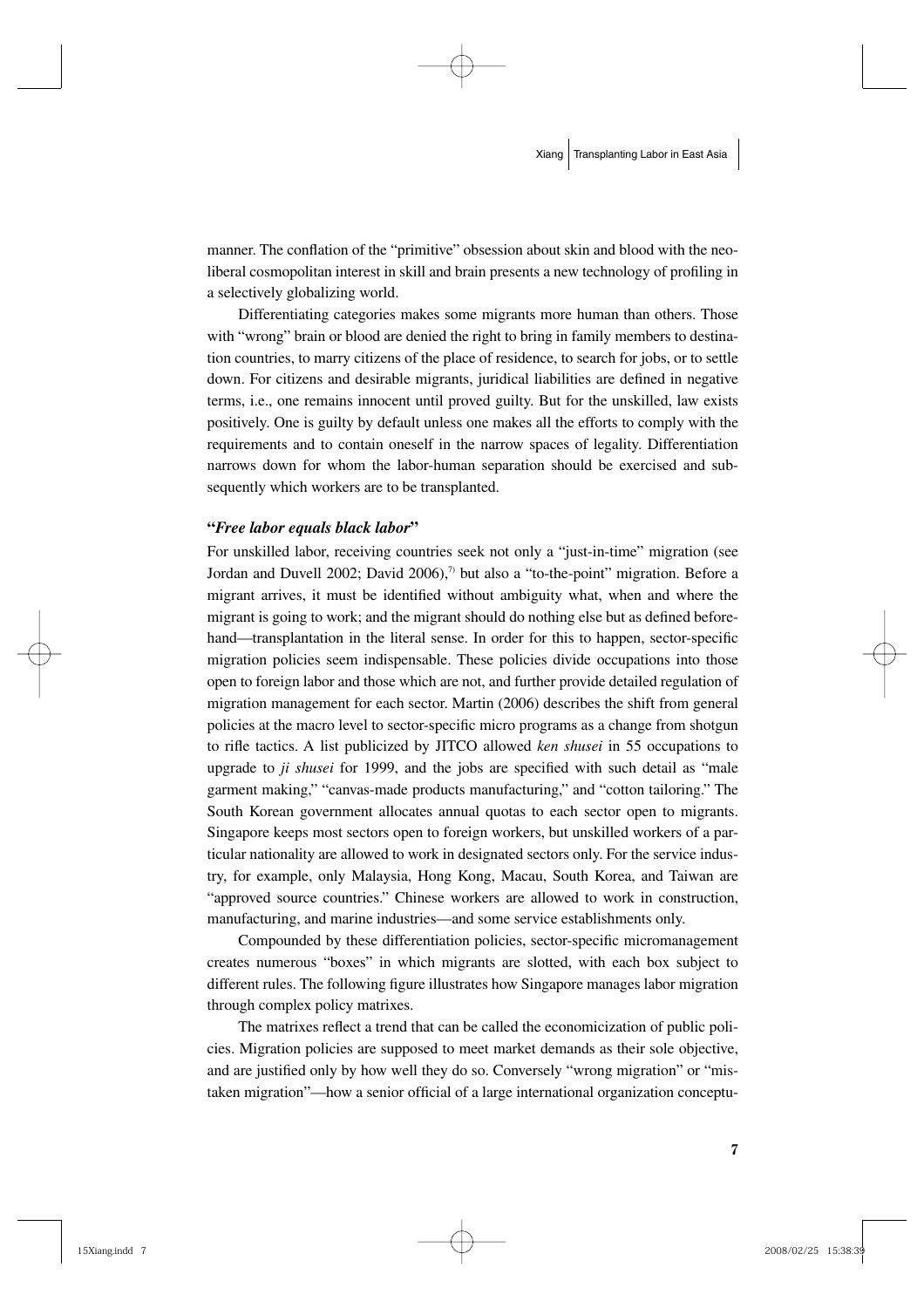manner. The conflation of the "primitive" obsession about skin and blood with the neoliberal cosmopolitan interest in skill and brain presents a new technology of profiling in a selectively globalizing world.

Differentiating categories makes some migrants more human than others. Those with "wrong" brain or blood are denied the right to bring in family members to destination countries, to marry citizens of the place of residence, to search for jobs, or to settle down. For citizens and desirable migrants, juridical liabilities are defined in negative terms, i.e., one remains innocent until proved guilty. But for the unskilled, law exists positively. One is guilty by default unless one makes all the efforts to comply with the requirements and to contain oneself in the narrow spaces of legality. Differentiation narrows down for whom the labor-human separation should be exercised and subsequently which workers are to be transplanted.

### "*Free labor equals black labor*"

For unskilled labor, receiving countries seek not only a "just-in-time" migration (see Jordan and Duvell 2002; David 2006),[7] but also a "to-the-point" migration. Before a migrant arrives, it must be identified without ambiguity what, when and where the migrant is going to work; and the migrant should do nothing else but as defined beforehand—transplantation in the literal sense. In order for this to happen, sector-specific migration policies seem indispensable. These policies divide occupations into those open to foreign labor and those which are not, and further provide detailed regulation of migration management for each sector. Martin (2006) describes the shift from general policies at the macro level to sector-specific micro programs as a change from shotgun to rifle tactics. A list publicized by JITCO allowed *ken shusei* in 55 occupations to upgrade to *ji shusei* for 1999, and the jobs are specified with such detail as "male garment making," "canvas-made products manufacturing," and "cotton tailoring." The South Korean government allocates annual quotas to each sector open to migrants. Singapore keeps most sectors open to foreign workers, but unskilled workers of a particular nationality are allowed to work in designated sectors only. For the service industry, for example, only Malaysia, Hong Kong, Macau, South Korea, and Taiwan are "approved source countries." Chinese workers are allowed to work in construction, manufacturing, and marine industries—and some service establishments only.

Compounded by these differentiation policies, sector-specific micromanagement creates numerous "boxes" in which migrants are slotted, with each box subject to different rules. The following figure illustrates how Singapore manages labor migration through complex policy matrixes.

The matrixes reflect a trend that can be called the economicization of public policies. Migration policies are supposed to meet market demands as their sole objective, and are justified only by how well they do so. Conversely "wrong migration" or "mistaken migration"—how a senior official of a large international organization conceptu-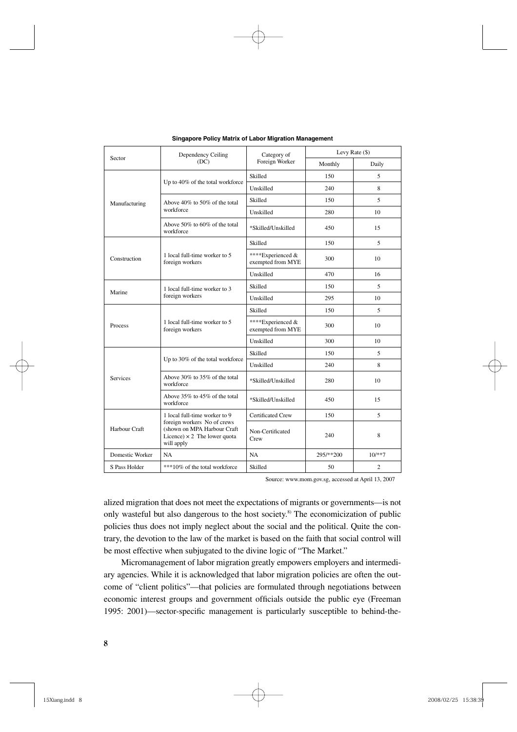**Singapore Policy Matrix of Labor Migration Management**

| Sector | Dependency Ceiling (DC) | Category of Foreign Worker | Levy Rate ($) | |
|---|---|---|---|---|
| | | | Monthly | Daily |
| Manufacturing | Up to 40% of the total workforce | Skilled | 150 | 5 |
| | | Unskilled | 240 | 8 |
| | Above 40% to 50% of the total workforce | Skilled | 150 | 5 |
| | | Unskilled | 280 | 10 |
| | Above 50% to 60% of the total workforce | *Skilled/Unskilled | 450 | 15 |
| Construction | 1 local full-time worker to 5 foreign workers | Skilled | 150 | 5 |
| | | ****Experienced & exempted from MYE | 300 | 10 |
| | | Unskilled | 470 | 16 |
| Marine | 1 local full-time worker to 3 foreign workers | Skilled | 150 | 5 |
| | | Unskilled | 295 | 10 |
| Process | 1 local full-time worker to 5 foreign workers | Skilled | 150 | 5 |
| | | ****Experienced & exempted from MYE | 300 | 10 |
| | | Unskilled | 300 | 10 |
| Services | Up to 30% of the total workforce | Skilled | 150 | 5 |
| | | Unskilled | 240 | 8 |
| | Above 30% to 35% of the total workforce | *Skilled/Unskilled | 280 | 10 |
| | Above 35% to 45% of the total workforce | *Skilled/Unskilled | 450 | 15 |
| Harbour Craft | 1 local full-time worker to 9 foreign workers No of crews (shown on MPA Harbour Craft Licence) × 2 The lower quota will apply | Certificated Crew | 150 | 5 |
| | | Non-Certificated Crew | 240 | 8 |
| Domestic Worker | NA | NA | 295/**200 | 10/**7 |
| S Pass Holder | ***10% of the total workforce | Skilled | 50 | 2 |

Source: www.mom.gov.sg, accessed at April 13, 2007

alized migration that does not meet the expectations of migrants or governments—is not only wasteful but also dangerous to the host society.[8] The economicization of public policies thus does not imply neglect about the social and the political. Quite the contrary, the devotion to the law of the market is based on the faith that social control will be most effective when subjugated to the divine logic of "The Market."

Micromanagement of labor migration greatly empowers employers and intermediary agencies. While it is acknowledged that labor migration policies are often the outcome of "client politics"—that policies are formulated through negotiations between economic interest groups and government officials outside the public eye (Freeman 1995: 2001)—sector-specific management is particularly susceptible to behind-the-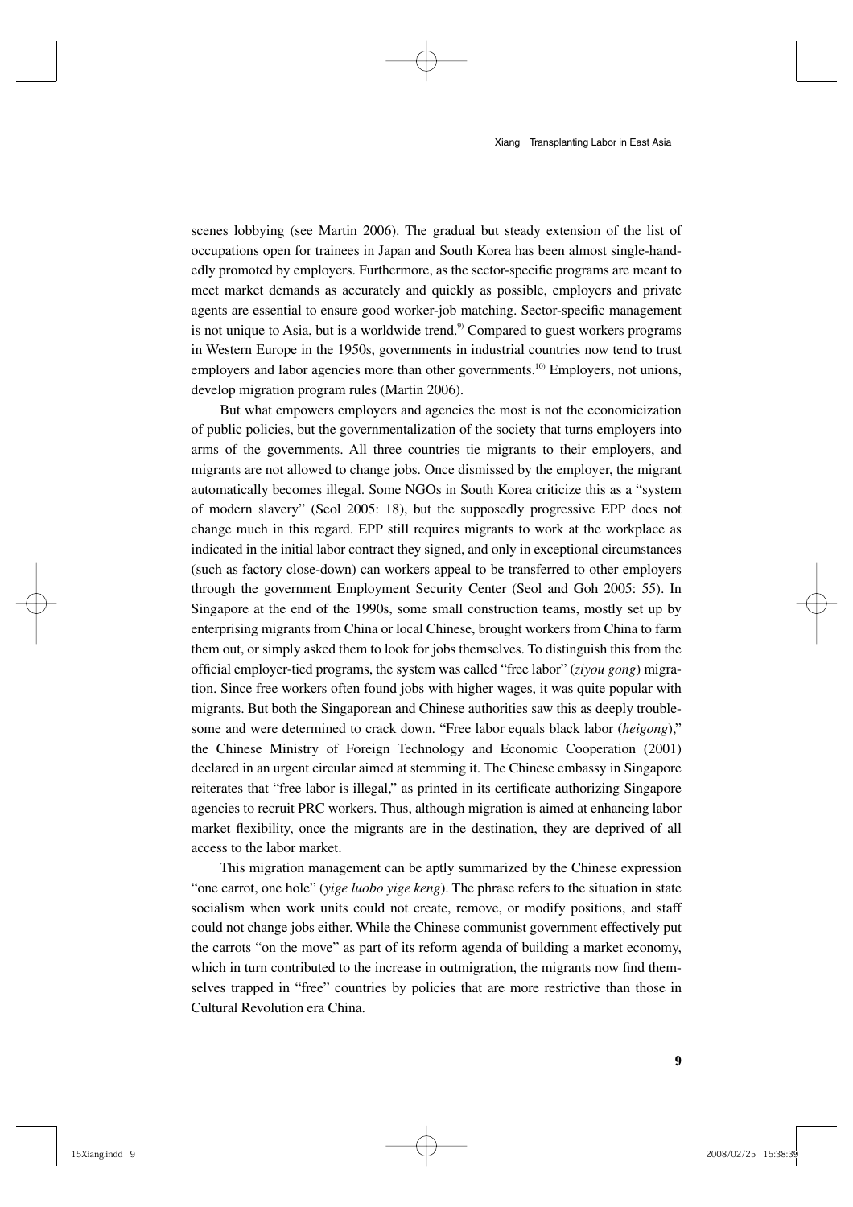scenes lobbying (see Martin 2006). The gradual but steady extension of the list of occupations open for trainees in Japan and South Korea has been almost single-handedly promoted by employers. Furthermore, as the sector-specific programs are meant to meet market demands as accurately and quickly as possible, employers and private agents are essential to ensure good worker-job matching. Sector-specific management is not unique to Asia, but is a worldwide trend.[9] Compared to guest workers programs in Western Europe in the 1950s, governments in industrial countries now tend to trust employers and labor agencies more than other governments.[10] Employers, not unions, develop migration program rules (Martin 2006).

But what empowers employers and agencies the most is not the economicization of public policies, but the governmentalization of the society that turns employers into arms of the governments. All three countries tie migrants to their employers, and migrants are not allowed to change jobs. Once dismissed by the employer, the migrant automatically becomes illegal. Some NGOs in South Korea criticize this as a "system of modern slavery" (Seol 2005: 18), but the supposedly progressive EPP does not change much in this regard. EPP still requires migrants to work at the workplace as indicated in the initial labor contract they signed, and only in exceptional circumstances (such as factory close-down) can workers appeal to be transferred to other employers through the government Employment Security Center (Seol and Goh 2005: 55). In Singapore at the end of the 1990s, some small construction teams, mostly set up by enterprising migrants from China or local Chinese, brought workers from China to farm them out, or simply asked them to look for jobs themselves. To distinguish this from the official employer-tied programs, the system was called "free labor" (*ziyou gong*) migration. Since free workers often found jobs with higher wages, it was quite popular with migrants. But both the Singaporean and Chinese authorities saw this as deeply troublesome and were determined to crack down. "Free labor equals black labor (*heigong*)," the Chinese Ministry of Foreign Technology and Economic Cooperation (2001) declared in an urgent circular aimed at stemming it. The Chinese embassy in Singapore reiterates that "free labor is illegal," as printed in its certificate authorizing Singapore agencies to recruit PRC workers. Thus, although migration is aimed at enhancing labor market flexibility, once the migrants are in the destination, they are deprived of all access to the labor market.

This migration management can be aptly summarized by the Chinese expression "one carrot, one hole" (*yige luobo yige keng*). The phrase refers to the situation in state socialism when work units could not create, remove, or modify positions, and staff could not change jobs either. While the Chinese communist government effectively put the carrots "on the move" as part of its reform agenda of building a market economy, which in turn contributed to the increase in outmigration, the migrants now find themselves trapped in "free" countries by policies that are more restrictive than those in Cultural Revolution era China.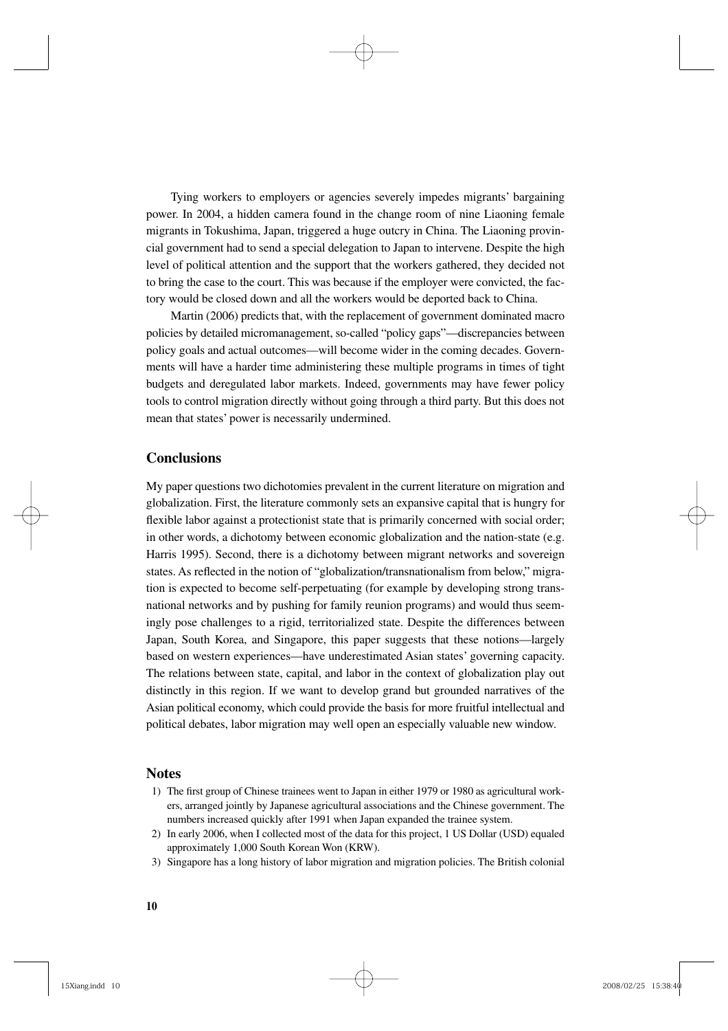Tying workers to employers or agencies severely impedes migrants' bargaining power. In 2004, a hidden camera found in the change room of nine Liaoning female migrants in Tokushima, Japan, triggered a huge outcry in China. The Liaoning provincial government had to send a special delegation to Japan to intervene. Despite the high level of political attention and the support that the workers gathered, they decided not to bring the case to the court. This was because if the employer were convicted, the factory would be closed down and all the workers would be deported back to China.

Martin (2006) predicts that, with the replacement of government dominated macro policies by detailed micromanagement, so-called "policy gaps"—discrepancies between policy goals and actual outcomes—will become wider in the coming decades. Governments will have a harder time administering these multiple programs in times of tight budgets and deregulated labor markets. Indeed, governments may have fewer policy tools to control migration directly without going through a third party. But this does not mean that states' power is necessarily undermined.

## Conclusions

My paper questions two dichotomies prevalent in the current literature on migration and globalization. First, the literature commonly sets an expansive capital that is hungry for flexible labor against a protectionist state that is primarily concerned with social order; in other words, a dichotomy between economic globalization and the nation-state (e.g. Harris 1995). Second, there is a dichotomy between migrant networks and sovereign states. As reflected in the notion of "globalization/transnationalism from below," migration is expected to become self-perpetuating (for example by developing strong transnational networks and by pushing for family reunion programs) and would thus seemingly pose challenges to a rigid, territorialized state. Despite the differences between Japan, South Korea, and Singapore, this paper suggests that these notions—largely based on western experiences—have underestimated Asian states' governing capacity. The relations between state, capital, and labor in the context of globalization play out distinctly in this region. If we want to develop grand but grounded narratives of the Asian political economy, which could provide the basis for more fruitful intellectual and political debates, labor migration may well open an especially valuable new window.

## Notes

1) The first group of Chinese trainees went to Japan in either 1979 or 1980 as agricultural workers, arranged jointly by Japanese agricultural associations and the Chinese government. The numbers increased quickly after 1991 when Japan expanded the trainee system.

2) In early 2006, when I collected most of the data for this project, 1 US Dollar (USD) equaled approximately 1,000 South Korean Won (KRW).

3) Singapore has a long history of labor migration and migration policies. The British colonial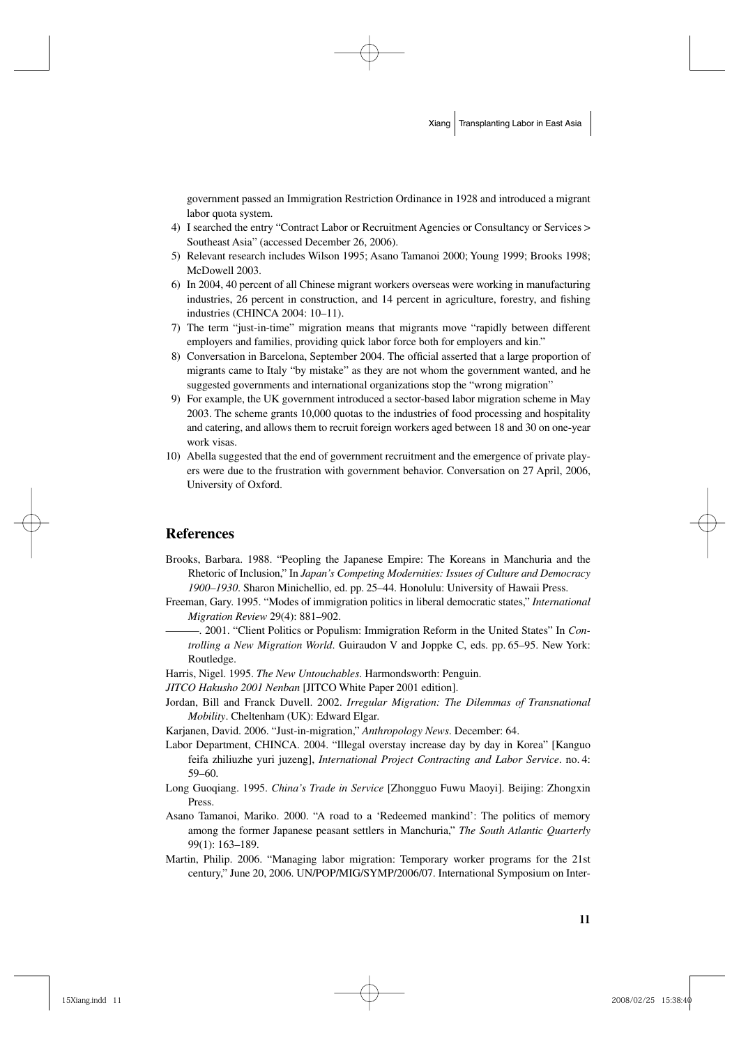government passed an Immigration Restriction Ordinance in 1928 and introduced a migrant labor quota system.

4) I searched the entry "Contract Labor or Recruitment Agencies or Consultancy or Services > Southeast Asia" (accessed December 26, 2006).
5) Relevant research includes Wilson 1995; Asano Tamanoi 2000; Young 1999; Brooks 1998; McDowell 2003.
6) In 2004, 40 percent of all Chinese migrant workers overseas were working in manufacturing industries, 26 percent in construction, and 14 percent in agriculture, forestry, and fishing industries (CHINCA 2004: 10–11).
7) The term "just-in-time" migration means that migrants move "rapidly between different employers and families, providing quick labor force both for employers and kin."
8) Conversation in Barcelona, September 2004. The official asserted that a large proportion of migrants came to Italy "by mistake" as they are not whom the government wanted, and he suggested governments and international organizations stop the "wrong migration"
9) For example, the UK government introduced a sector-based labor migration scheme in May 2003. The scheme grants 10,000 quotas to the industries of food processing and hospitality and catering, and allows them to recruit foreign workers aged between 18 and 30 on one-year work visas.
10) Abella suggested that the end of government recruitment and the emergence of private players were due to the frustration with government behavior. Conversation on 27 April, 2006, University of Oxford.

## References

Brooks, Barbara. 1988. "Peopling the Japanese Empire: The Koreans in Manchuria and the Rhetoric of Inclusion," In *Japan's Competing Modernities: Issues of Culture and Democracy 1900–1930*. Sharon Minichellio, ed. pp. 25–44. Honolulu: University of Hawaii Press.

Freeman, Gary. 1995. "Modes of immigration politics in liberal democratic states," *International Migration Review* 29(4): 881–902.

———. 2001. "Client Politics or Populism: Immigration Reform in the United States" In *Controlling a New Migration World*. Guiraudon V and Joppke C, eds. pp. 65–95. New York: Routledge.

Harris, Nigel. 1995. *The New Untouchables*. Harmondsworth: Penguin.

*JITCO Hakusho 2001 Nenban* [JITCO White Paper 2001 edition].

Jordan, Bill and Franck Duvell. 2002. *Irregular Migration: The Dilemmas of Transnational Mobility*. Cheltenham (UK): Edward Elgar.

Karjanen, David. 2006. "Just-in-migration," *Anthropology News*. December: 64.

Labor Department, CHINCA. 2004. "Illegal overstay increase day by day in Korea" [Kanguo feifa zhiliuzhe yuri juzeng], *International Project Contracting and Labor Service*. no. 4: 59–60.

Long Guoqiang. 1995. *China's Trade in Service* [Zhongguo Fuwu Maoyi]. Beijing: Zhongxin Press.

Asano Tamanoi, Mariko. 2000. "A road to a 'Redeemed mankind': The politics of memory among the former Japanese peasant settlers in Manchuria," *The South Atlantic Quarterly* 99(1): 163–189.

Martin, Philip. 2006. "Managing labor migration: Temporary worker programs for the 21st century," June 20, 2006. UN/POP/MIG/SYMP/2006/07. International Symposium on Inter-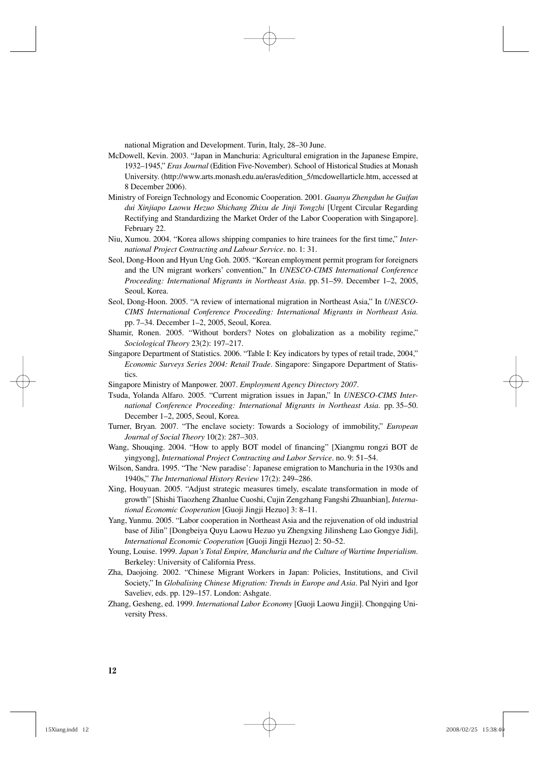national Migration and Development. Turin, Italy, 28–30 June.

McDowell, Kevin. 2003. "Japan in Manchuria: Agricultural emigration in the Japanese Empire, 1932–1945," *Eras Journal* (Edition Five-November). School of Historical Studies at Monash University. (http://www.arts.monash.edu.au/eras/edition_5/mcdowellarticle.htm, accessed at 8 December 2006).

Ministry of Foreign Technology and Economic Cooperation. 2001. *Guanyu Zhengdun he Guifan dui Xinjiapo Laowu Hezuo Shichang Zhixu de Jinji Tongzhi* [Urgent Circular Regarding Rectifying and Standardizing the Market Order of the Labor Cooperation with Singapore]. February 22.

Niu, Xumou. 2004. "Korea allows shipping companies to hire trainees for the first time," *International Project Contracting and Labour Service*. no. 1: 31.

Seol, Dong-Hoon and Hyun Ung Goh. 2005. "Korean employment permit program for foreigners and the UN migrant workers' convention," In *UNESCO-CIMS International Conference Proceeding: International Migrants in Northeast Asia*. pp. 51–59. December 1–2, 2005, Seoul, Korea.

Seol, Dong-Hoon. 2005. "A review of international migration in Northeast Asia," In *UNESCO-CIMS International Conference Proceeding: International Migrants in Northeast Asia*. pp. 7–34. December 1–2, 2005, Seoul, Korea.

Shamir, Ronen. 2005. "Without borders? Notes on globalization as a mobility regime," *Sociological Theory* 23(2): 197–217.

Singapore Department of Statistics. 2006. "Table I: Key indicators by types of retail trade, 2004," *Economic Surveys Series 2004: Retail Trade*. Singapore: Singapore Department of Statistics.

Singapore Ministry of Manpower. 2007. *Employment Agency Directory 2007*.

Tsuda, Yolanda Alfaro. 2005. "Current migration issues in Japan," In *UNESCO-CIMS International Conference Proceeding: International Migrants in Northeast Asia*. pp. 35–50. December 1–2, 2005, Seoul, Korea.

Turner, Bryan. 2007. "The enclave society: Towards a Sociology of immobility," *European Journal of Social Theory* 10(2): 287–303.

Wang, Shouqing. 2004. "How to apply BOT model of financing" [Xiangmu rongzi BOT de yingyong], *International Project Contracting and Labor Service*. no. 9: 51–54.

Wilson, Sandra. 1995. "The 'New paradise': Japanese emigration to Manchuria in the 1930s and 1940s," *The International History Review* 17(2): 249–286.

Xing, Houyuan. 2005. "Adjust strategic measures timely, escalate transformation in mode of growth" [Shishi Tiaozheng Zhanlue Cuoshi, Cujin Zengzhang Fangshi Zhuanbian], *International Economic Cooperation* [Guoji Jingji Hezuo] 3: 8–11.

Yang, Yunmu. 2005. "Labor cooperation in Northeast Asia and the rejuvenation of old industrial base of Jilin" [Dongbeiya Quyu Laowu Hezuo yu Zhengxing Jilinsheng Lao Gongye Jidi], *International Economic Cooperation* [Guoji Jingji Hezuo] 2: 50–52.

Young, Louise. 1999. *Japan's Total Empire, Manchuria and the Culture of Wartime Imperialism*. Berkeley: University of California Press.

Zha, Daojoing. 2002. "Chinese Migrant Workers in Japan: Policies, Institutions, and Civil Society," In *Globalising Chinese Migration: Trends in Europe and Asia*. Pal Nyiri and Igor Saveliev, eds. pp. 129–157. London: Ashgate.

Zhang, Gesheng, ed. 1999. *International Labor Economy* [Guoji Laowu Jingji]. Chongqing University Press.